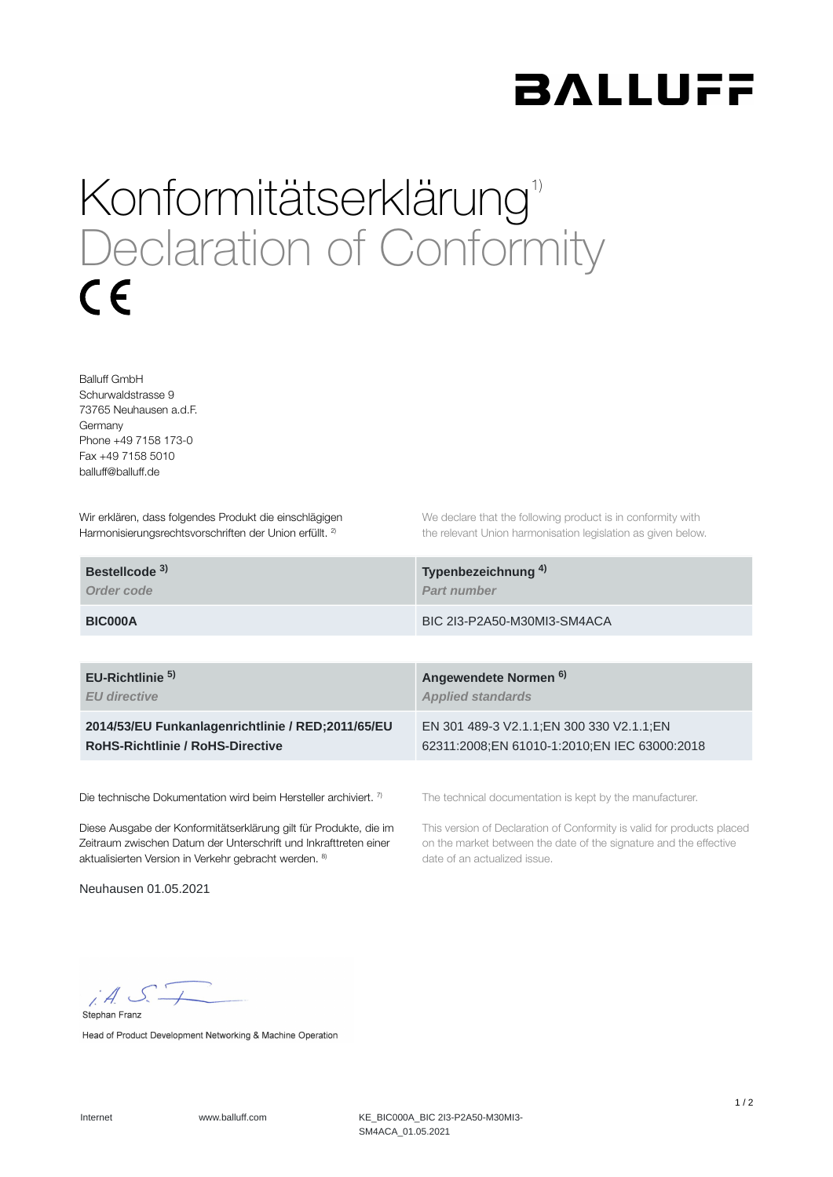BALLUFF

# Konformitätserklärung[1)]
# Declaration of Conformity

CE

Balluff GmbH
Schurwaldstrasse 9
73765 Neuhausen a.d.F.
Germany
Phone +49 7158 173-0
Fax +49 7158 5010
balluff@balluff.de

Wir erklären, dass folgendes Produkt die einschlägigen Harmonisierungsrechtsvorschriften der Union erfüllt. [2)]

We declare that the following product is in conformity with the relevant Union harmonisation legislation as given below.

| **Bestellcode [3)]** *Order code* | **Typenbezeichnung [4)]** *Part number* |
|---|---|
| **BIC000A** | BIC 2I3-P2A50-M30MI3-SM4ACA |

| **EU-Richtlinie [5)]** *EU directive* | **Angewendete Normen [6)]** *Applied standards* |
|---|---|
| **2014/53/EU Funkanlagenrichtlinie / RED;2011/65/EU RoHS-Richtlinie / RoHS-Directive** | EN 301 489-3 V2.1.1;EN 300 330 V2.1.1;EN 62311:2008;EN 61010-1:2010;EN IEC 63000:2018 |

Die technische Dokumentation wird beim Hersteller archiviert. [7)]

The technical documentation is kept by the manufacturer.

Diese Ausgabe der Konformitätserklärung gilt für Produkte, die im Zeitraum zwischen Datum der Unterschrift und Inkrafttreten einer aktualisierten Version in Verkehr gebracht werden. [8)]

This version of Declaration of Conformity is valid for products placed on the market between the date of the signature and the effective date of an actualized issue.

Neuhausen 01.05.2021

i.A. S. F

Stephan Franz

Head of Product Development Networking & Machine Operation

Internet www.balluff.com KE_BIC000A_BIC 2I3-P2A50-M30MI3-SM4ACA_01.05.2021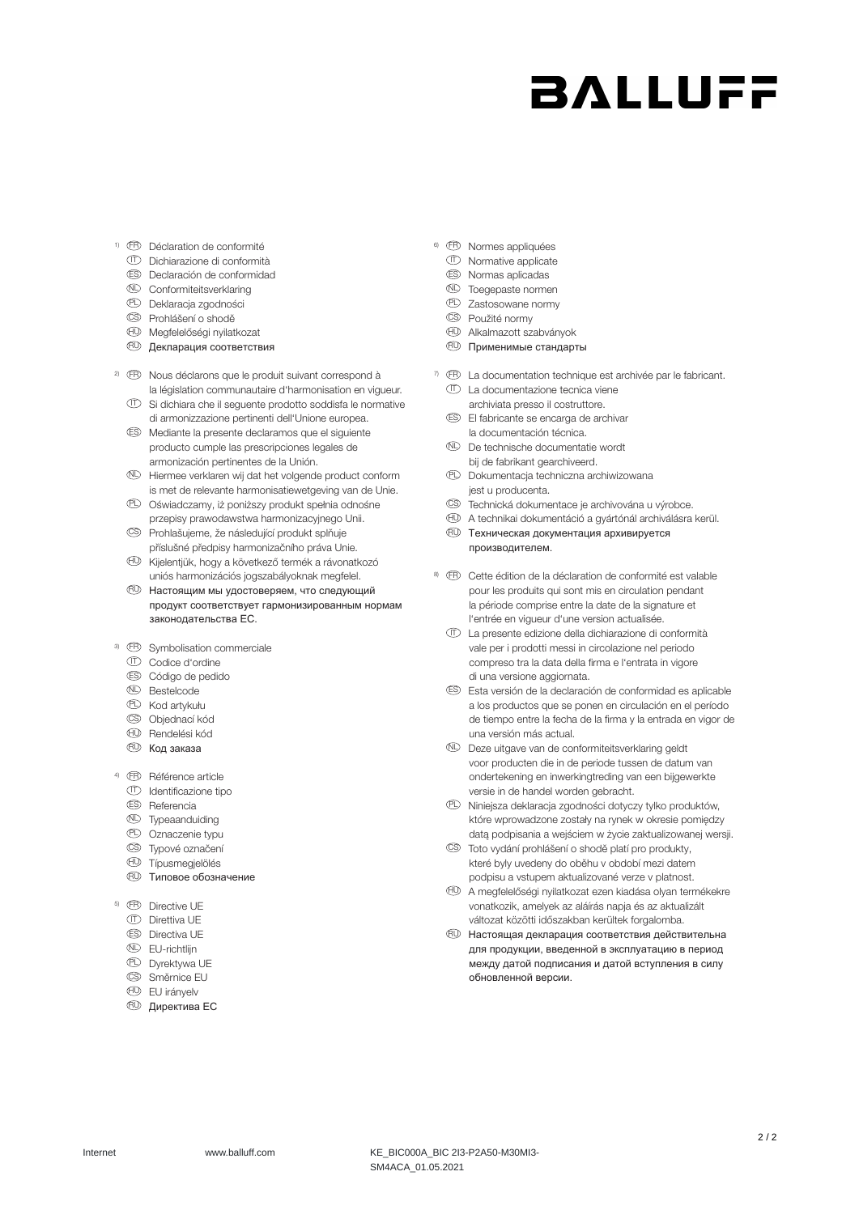**BALLUFF**

1) (FR) Déclaration de conformité
(IT) Dichiarazione di conformità
(ES) Declaración de conformidad
(NL) Conformiteitsverklaring
(PL) Deklaracja zgodności
(CS) Prohlášení o shodě
(HU) Megfelelőségi nyilatkozat
(RU) Декларация соответствия

2) (FR) Nous déclarons que le produit suivant correspond à la législation communautaire d'harmonisation en vigueur.
(IT) Si dichiara che il seguente prodotto soddisfa le normative di armonizzazione pertinenti dell'Unione europea.
(ES) Mediante la presente declaramos que el siguiente producto cumple las prescripciones legales de armonización pertinentes de la Unión.
(NL) Hiermee verklaren wij dat het volgende product conform is met de relevante harmonisatiewetgeving van de Unie.
(PL) Oświadczamy, iż poniższy produkt spełnia odnośne przepisy prawodawstwa harmonizacyjnego Unii.
(CS) Prohlašujeme, že následující produkt splňuje příslušné předpisy harmonizačního práva Unie.
(HU) Kijelentjük, hogy a következő termék a rávonatkozó uniós harmonizációs jogszabályoknak megfelel.
(RU) Настоящим мы удостоверяем, что следующий продукт соответствует гармонизированным нормам законодательства ЕС.

3) (FR) Symbolisation commerciale
(IT) Codice d'ordine
(ES) Código de pedido
(NL) Bestelcode
(PL) Kod artykułu
(CS) Objednací kód
(HU) Rendelési kód
(RU) Код заказа

4) (FR) Référence article
(IT) Identificazione tipo
(ES) Referencia
(NL) Typeaanduiding
(PL) Oznaczenie typu
(CS) Typové označení
(HU) Típusmegjelölés
(RU) Типовое обозначение

5) (FR) Directive UE
(IT) Direttiva UE
(ES) Directiva UE
(NL) EU-richtlijn
(PL) Dyrektywa UE
(CS) Směrnice EU
(HU) EU irányelv
(RU) Директива ЕС

6) (FR) Normes appliquées
(IT) Normative applicate
(ES) Normas aplicadas
(NL) Toegepaste normen
(PL) Zastosowane normy
(CS) Použité normy
(HU) Alkalmazott szabványok
(RU) Применимые стандарты

7) (FR) La documentation technique est archivée par le fabricant.
(IT) La documentazione tecnica viene archiviata presso il costruttore.
(ES) El fabricante se encarga de archivar la documentación técnica.
(NL) De technische documentatie wordt bij de fabrikant gearchiveerd.
(PL) Dokumentacja techniczna archiwizowana jest u producenta.
(CS) Technická dokumentace je archivována u výrobce.
(HU) A technikai dokumentáció a gyártónál archiválásra kerül.
(RU) Техническая документация архивируется производителем.

8) (FR) Cette édition de la déclaration de conformité est valable pour les produits qui sont mis en circulation pendant la période comprise entre la date de la signature et l'entrée en vigueur d'une version actualisée.
(IT) La presente edizione della dichiarazione di conformità vale per i prodotti messi in circolazione nel periodo compreso tra la data della firma e l'entrata in vigore di una versione aggiornata.
(ES) Esta versión de la declaración de conformidad es aplicable a los productos que se ponen en circulación en el período de tiempo entre la fecha de la firma y la entrada en vigor de una versión más actual.
(NL) Deze uitgave van de conformiteitsverklaring geldt voor producten die in de periode tussen de datum van ondertekening en inwerkingtreding van een bijgewerkte versie in de handel worden gebracht.
(PL) Niniejsza deklaracja zgodności dotyczy tylko produktów, które wprowadzone zostały na rynek w okresie pomiędzy datą podpisania a wejściem w życie zaktualizowanej wersji.
(CS) Toto vydání prohlášení o shodě platí pro produkty, které byly uvedeny do oběhu v období mezi datem podpisu a vstupem aktualizované verze v platnost.
(HU) A megfelelőségi nyilatkozat ezen kiadása olyan termékekre vonatkozik, amelyek az aláírás napja és az aktualizált változat közötti időszakban kerültek forgalomba.
(RU) Настоящая декларация соответствия действительна для продукции, введенной в эксплуатацию в период между датой подписания и датой вступления в силу обновленной версии.

Internet www.balluff.com KE_BIC000A_BIC 2I3-P2A50-M30MI3-SM4ACA_01.05.2021